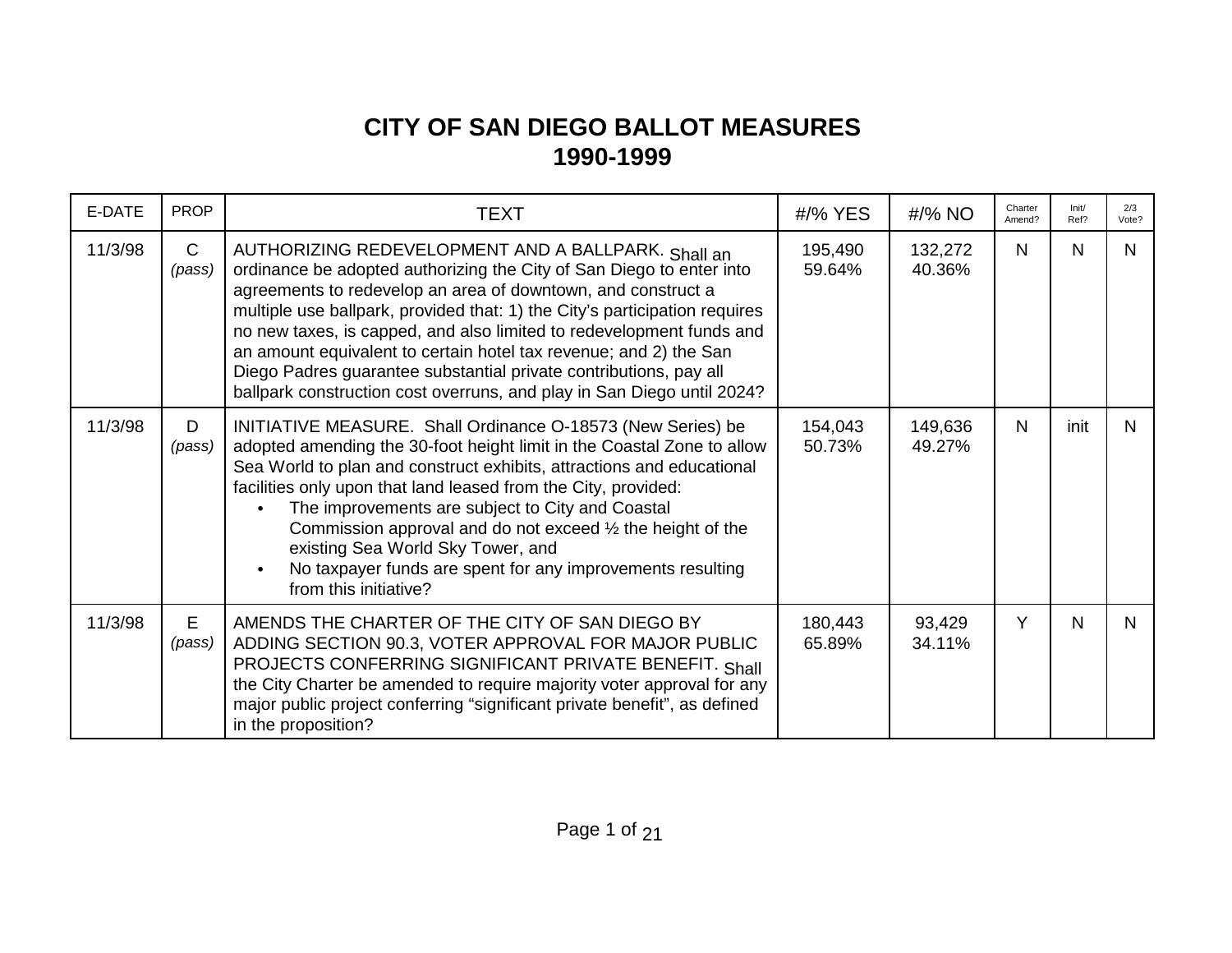# CITY OF SAN DIEGO BALLOT MEASURES
## 1990-1999

| E-DATE | PROP | TEXT | #/% YES | #/% NO | Charter Amend? | Init/ Ref? | 2/3 Vote? |
|---|---|---|---|---|---|---|---|
| 11/3/98 | C *(pass)* | AUTHORIZING REDEVELOPMENT AND A BALLPARK. Shall an ordinance be adopted authorizing the City of San Diego to enter into agreements to redevelop an area of downtown, and construct a multiple use ballpark, provided that: 1) the City's participation requires no new taxes, is capped, and also limited to redevelopment funds and an amount equivalent to certain hotel tax revenue; and 2) the San Diego Padres guarantee substantial private contributions, pay all ballpark construction cost overruns, and play in San Diego until 2024? | 195,490 59.64% | 132,272 40.36% | N | N | N |
| 11/3/98 | D *(pass)* | INITIATIVE MEASURE. Shall Ordinance O-18573 (New Series) be adopted amending the 30-foot height limit in the Coastal Zone to allow Sea World to plan and construct exhibits, attractions and educational facilities only upon that land leased from the City, provided: • The improvements are subject to City and Coastal Commission approval and do not exceed ½ the height of the existing Sea World Sky Tower, and • No taxpayer funds are spent for any improvements resulting from this initiative? | 154,043 50.73% | 149,636 49.27% | N | init | N |
| 11/3/98 | E *(pass)* | AMENDS THE CHARTER OF THE CITY OF SAN DIEGO BY ADDING SECTION 90.3, VOTER APPROVAL FOR MAJOR PUBLIC PROJECTS CONFERRING SIGNIFICANT PRIVATE BENEFIT. Shall the City Charter be amended to require majority voter approval for any major public project conferring "significant private benefit", as defined in the proposition? | 180,443 65.89% | 93,429 34.11% | Y | N | N |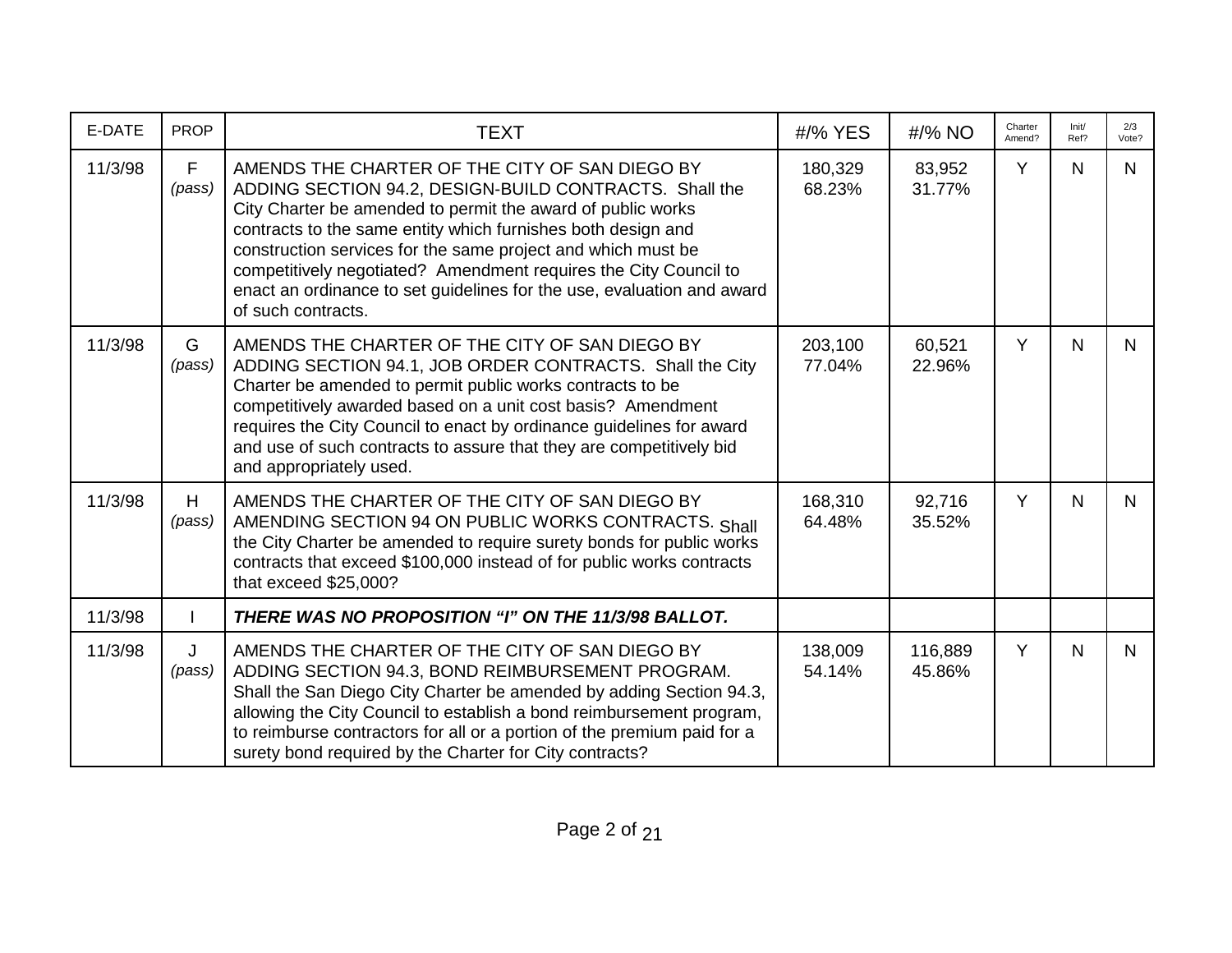| E-DATE | PROP | TEXT | #/% YES | #/% NO | Charter Amend? | Init/ Ref? | 2/3 Vote? |
|---|---|---|---|---|---|---|---|
| 11/3/98 | F *(pass)* | AMENDS THE CHARTER OF THE CITY OF SAN DIEGO BY ADDING SECTION 94.2, DESIGN-BUILD CONTRACTS. Shall the City Charter be amended to permit the award of public works contracts to the same entity which furnishes both design and construction services for the same project and which must be competitively negotiated? Amendment requires the City Council to enact an ordinance to set guidelines for the use, evaluation and award of such contracts. | 180,329 68.23% | 83,952 31.77% | Y | N | N |
| 11/3/98 | G *(pass)* | AMENDS THE CHARTER OF THE CITY OF SAN DIEGO BY ADDING SECTION 94.1, JOB ORDER CONTRACTS. Shall the City Charter be amended to permit public works contracts to be competitively awarded based on a unit cost basis? Amendment requires the City Council to enact by ordinance guidelines for award and use of such contracts to assure that they are competitively bid and appropriately used. | 203,100 77.04% | 60,521 22.96% | Y | N | N |
| 11/3/98 | H *(pass)* | AMENDS THE CHARTER OF THE CITY OF SAN DIEGO BY AMENDING SECTION 94 ON PUBLIC WORKS CONTRACTS. Shall the City Charter be amended to require surety bonds for public works contracts that exceed $100,000 instead of for public works contracts that exceed $25,000? | 168,310 64.48% | 92,716 35.52% | Y | N | N |
| 11/3/98 | I | ***THERE WAS NO PROPOSITION "I" ON THE 11/3/98 BALLOT.*** | | | | | |
| 11/3/98 | J *(pass)* | AMENDS THE CHARTER OF THE CITY OF SAN DIEGO BY ADDING SECTION 94.3, BOND REIMBURSEMENT PROGRAM. Shall the San Diego City Charter be amended by adding Section 94.3, allowing the City Council to establish a bond reimbursement program, to reimburse contractors for all or a portion of the premium paid for a surety bond required by the Charter for City contracts? | 138,009 54.14% | 116,889 45.86% | Y | N | N |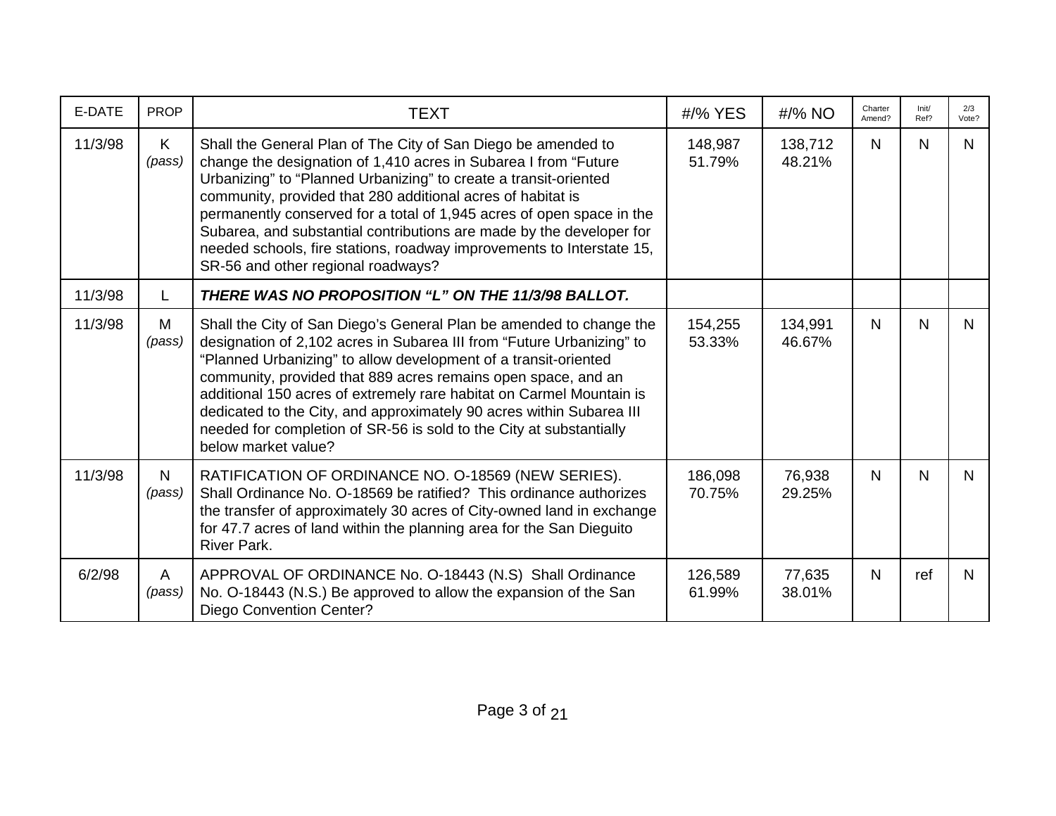| E-DATE | PROP | TEXT | #/% YES | #/% NO | Charter Amend? | Init/ Ref? | 2/3 Vote? |
|---|---|---|---|---|---|---|---|
| 11/3/98 | K *(pass)* | Shall the General Plan of The City of San Diego be amended to change the designation of 1,410 acres in Subarea I from "Future Urbanizing" to "Planned Urbanizing" to create a transit-oriented community, provided that 280 additional acres of habitat is permanently conserved for a total of 1,945 acres of open space in the Subarea, and substantial contributions are made by the developer for needed schools, fire stations, roadway improvements to Interstate 15, SR-56 and other regional roadways? | 148,987 51.79% | 138,712 48.21% | N | N | N |
| 11/3/98 | L | ***THERE WAS NO PROPOSITION "L" ON THE 11/3/98 BALLOT.*** | | | | | |
| 11/3/98 | M *(pass)* | Shall the City of San Diego's General Plan be amended to change the designation of 2,102 acres in Subarea III from "Future Urbanizing" to "Planned Urbanizing" to allow development of a transit-oriented community, provided that 889 acres remains open space, and an additional 150 acres of extremely rare habitat on Carmel Mountain is dedicated to the City, and approximately 90 acres within Subarea III needed for completion of SR-56 is sold to the City at substantially below market value? | 154,255 53.33% | 134,991 46.67% | N | N | N |
| 11/3/98 | N *(pass)* | RATIFICATION OF ORDINANCE NO. O-18569 (NEW SERIES). Shall Ordinance No. O-18569 be ratified? This ordinance authorizes the transfer of approximately 30 acres of City-owned land in exchange for 47.7 acres of land within the planning area for the San Dieguito River Park. | 186,098 70.75% | 76,938 29.25% | N | N | N |
| 6/2/98 | A *(pass)* | APPROVAL OF ORDINANCE No. O-18443 (N.S) Shall Ordinance No. O-18443 (N.S.) Be approved to allow the expansion of the San Diego Convention Center? | 126,589 61.99% | 77,635 38.01% | N | ref | N |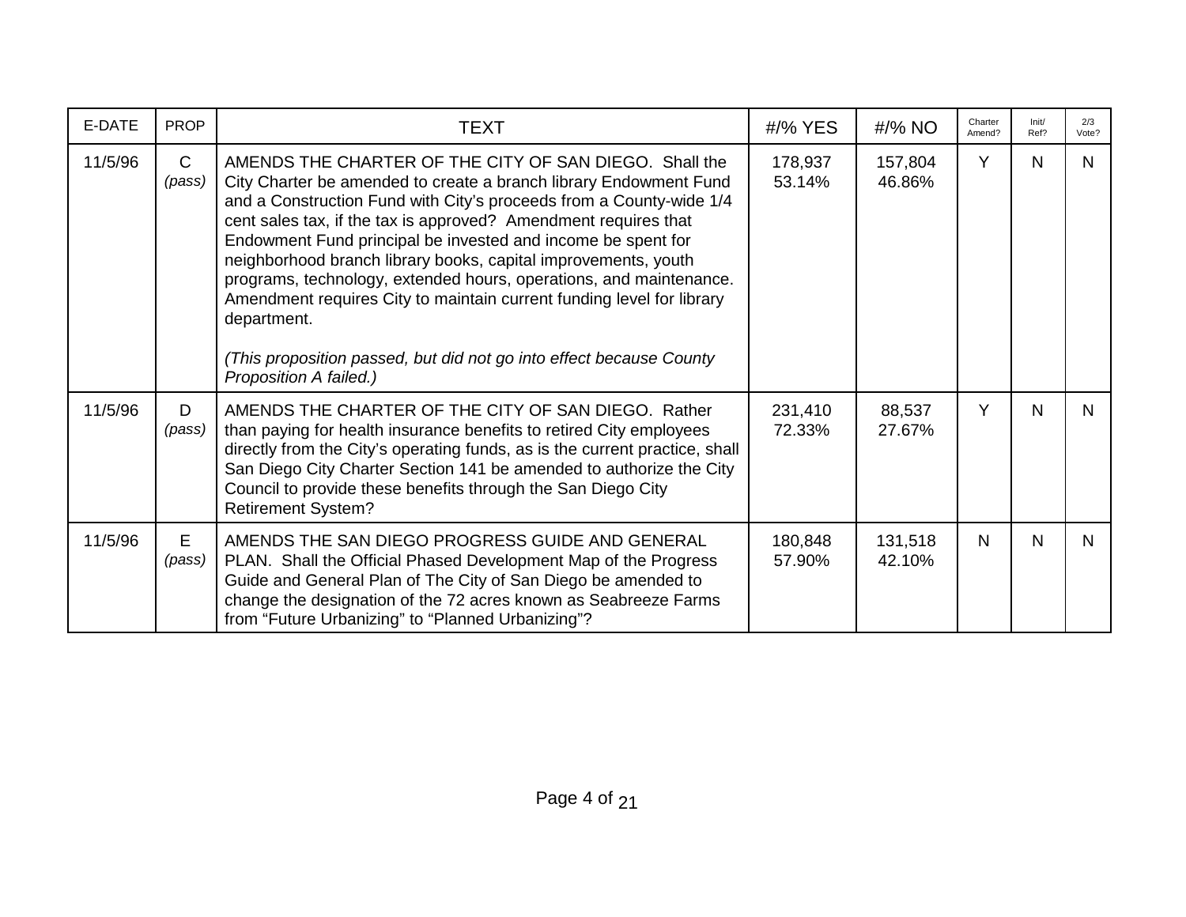| E-DATE | PROP | TEXT | #/% YES | #/% NO | Charter Amend? | Init/ Ref? | 2/3 Vote? |
|---|---|---|---|---|---|---|---|
| 11/5/96 | C *(pass)* | AMENDS THE CHARTER OF THE CITY OF SAN DIEGO. Shall the City Charter be amended to create a branch library Endowment Fund and a Construction Fund with City's proceeds from a County-wide 1/4 cent sales tax, if the tax is approved? Amendment requires that Endowment Fund principal be invested and income be spent for neighborhood branch library books, capital improvements, youth programs, technology, extended hours, operations, and maintenance. Amendment requires City to maintain current funding level for library department.<br><br>*(This proposition passed, but did not go into effect because County Proposition A failed.)* | 178,937 53.14% | 157,804 46.86% | Y | N | N |
| 11/5/96 | D *(pass)* | AMENDS THE CHARTER OF THE CITY OF SAN DIEGO. Rather than paying for health insurance benefits to retired City employees directly from the City's operating funds, as is the current practice, shall San Diego City Charter Section 141 be amended to authorize the City Council to provide these benefits through the San Diego City Retirement System? | 231,410 72.33% | 88,537 27.67% | Y | N | N |
| 11/5/96 | E *(pass)* | AMENDS THE SAN DIEGO PROGRESS GUIDE AND GENERAL PLAN. Shall the Official Phased Development Map of the Progress Guide and General Plan of The City of San Diego be amended to change the designation of the 72 acres known as Seabreeze Farms from "Future Urbanizing" to "Planned Urbanizing"? | 180,848 57.90% | 131,518 42.10% | N | N | N |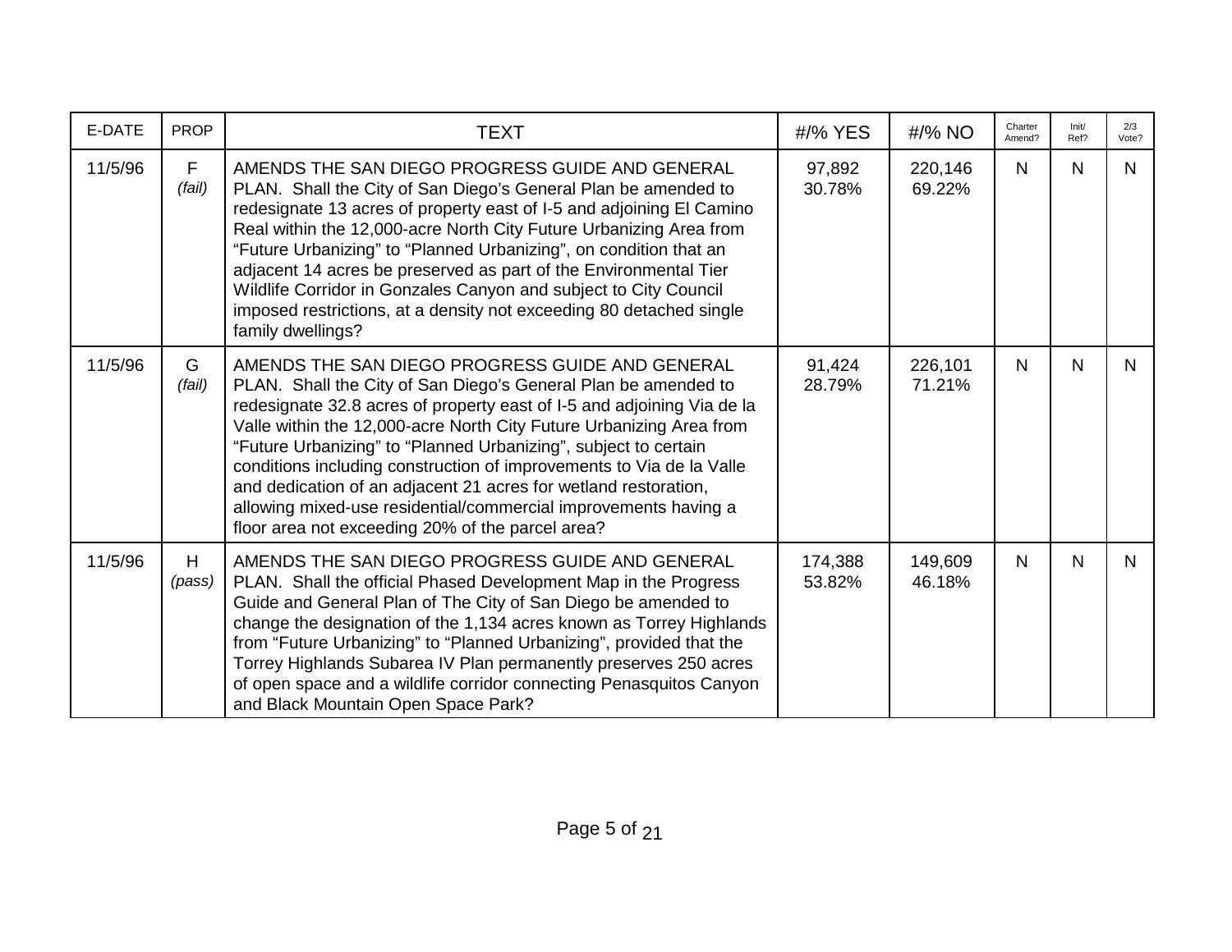| E-DATE | PROP | TEXT | #/% YES | #/% NO | Charter Amend? | Init/ Ref? | 2/3 Vote? |
|---|---|---|---|---|---|---|---|
| 11/5/96 | F *(fail)* | AMENDS THE SAN DIEGO PROGRESS GUIDE AND GENERAL PLAN. Shall the City of San Diego's General Plan be amended to redesignate 13 acres of property east of I-5 and adjoining El Camino Real within the 12,000-acre North City Future Urbanizing Area from "Future Urbanizing" to "Planned Urbanizing", on condition that an adjacent 14 acres be preserved as part of the Environmental Tier Wildlife Corridor in Gonzales Canyon and subject to City Council imposed restrictions, at a density not exceeding 80 detached single family dwellings? | 97,892 30.78% | 220,146 69.22% | N | N | N |
| 11/5/96 | G *(fail)* | AMENDS THE SAN DIEGO PROGRESS GUIDE AND GENERAL PLAN. Shall the City of San Diego's General Plan be amended to redesignate 32.8 acres of property east of I-5 and adjoining Via de la Valle within the 12,000-acre North City Future Urbanizing Area from "Future Urbanizing" to "Planned Urbanizing", subject to certain conditions including construction of improvements to Via de la Valle and dedication of an adjacent 21 acres for wetland restoration, allowing mixed-use residential/commercial improvements having a floor area not exceeding 20% of the parcel area? | 91,424 28.79% | 226,101 71.21% | N | N | N |
| 11/5/96 | H *(pass)* | AMENDS THE SAN DIEGO PROGRESS GUIDE AND GENERAL PLAN. Shall the official Phased Development Map in the Progress Guide and General Plan of The City of San Diego be amended to change the designation of the 1,134 acres known as Torrey Highlands from "Future Urbanizing" to "Planned Urbanizing", provided that the Torrey Highlands Subarea IV Plan permanently preserves 250 acres of open space and a wildlife corridor connecting Penasquitos Canyon and Black Mountain Open Space Park? | 174,388 53.82% | 149,609 46.18% | N | N | N |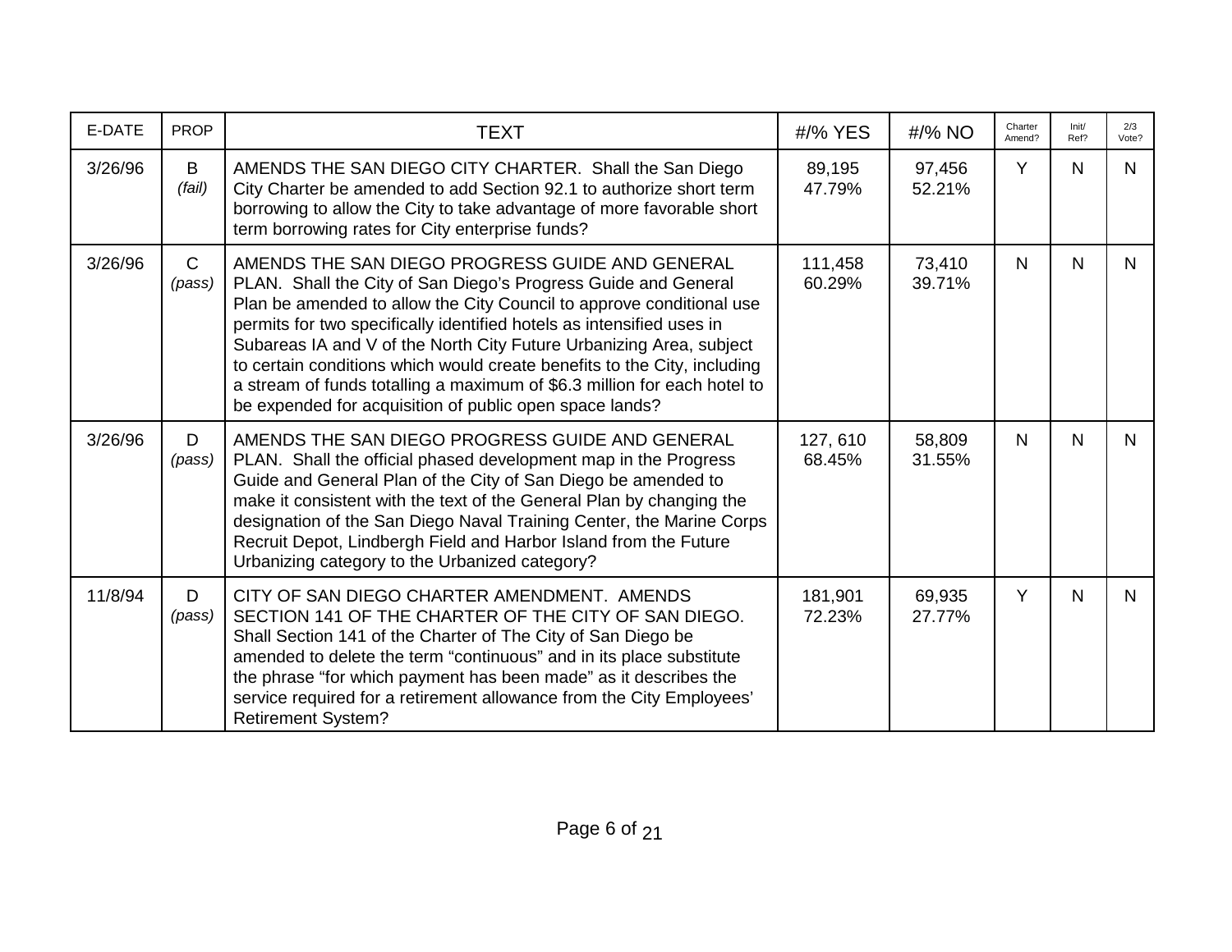| E-DATE | PROP | TEXT | #/% YES | #/% NO | Charter Amend? | Init/ Ref? | 2/3 Vote? |
|---|---|---|---|---|---|---|---|
| 3/26/96 | B *(fail)* | AMENDS THE SAN DIEGO CITY CHARTER. Shall the San Diego City Charter be amended to add Section 92.1 to authorize short term borrowing to allow the City to take advantage of more favorable short term borrowing rates for City enterprise funds? | 89,195 47.79% | 97,456 52.21% | Y | N | N |
| 3/26/96 | C *(pass)* | AMENDS THE SAN DIEGO PROGRESS GUIDE AND GENERAL PLAN. Shall the City of San Diego's Progress Guide and General Plan be amended to allow the City Council to approve conditional use permits for two specifically identified hotels as intensified uses in Subareas IA and V of the North City Future Urbanizing Area, subject to certain conditions which would create benefits to the City, including a stream of funds totalling a maximum of $6.3 million for each hotel to be expended for acquisition of public open space lands? | 111,458 60.29% | 73,410 39.71% | N | N | N |
| 3/26/96 | D *(pass)* | AMENDS THE SAN DIEGO PROGRESS GUIDE AND GENERAL PLAN. Shall the official phased development map in the Progress Guide and General Plan of the City of San Diego be amended to make it consistent with the text of the General Plan by changing the designation of the San Diego Naval Training Center, the Marine Corps Recruit Depot, Lindbergh Field and Harbor Island from the Future Urbanizing category to the Urbanized category? | 127, 610 68.45% | 58,809 31.55% | N | N | N |
| 11/8/94 | D *(pass)* | CITY OF SAN DIEGO CHARTER AMENDMENT. AMENDS SECTION 141 OF THE CHARTER OF THE CITY OF SAN DIEGO. Shall Section 141 of the Charter of The City of San Diego be amended to delete the term "continuous" and in its place substitute the phrase "for which payment has been made" as it describes the service required for a retirement allowance from the City Employees' Retirement System? | 181,901 72.23% | 69,935 27.77% | Y | N | N |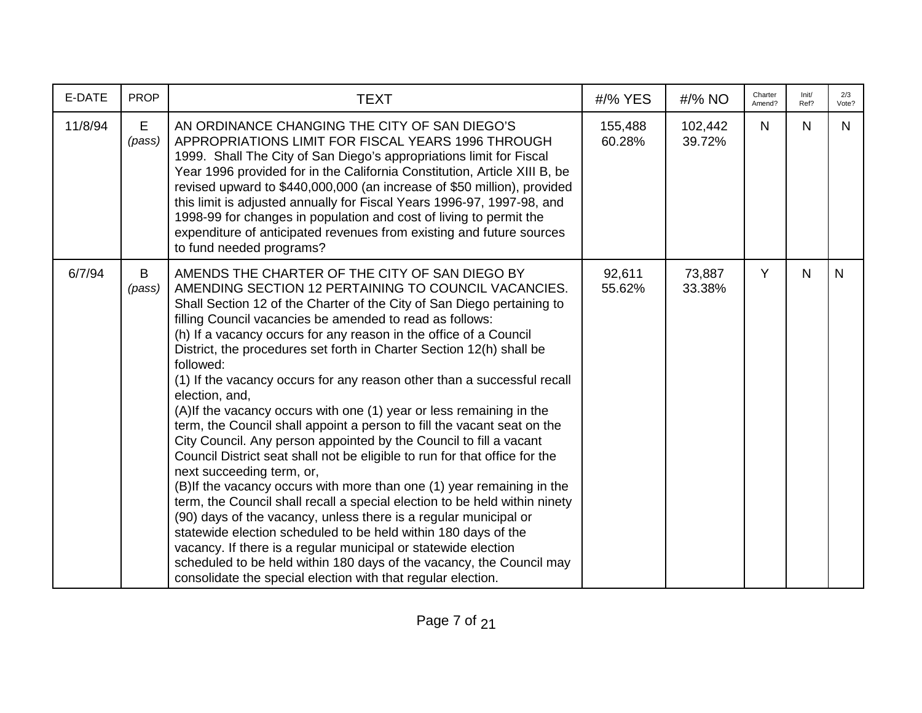| E-DATE | PROP | TEXT | #/% YES | #/% NO | Charter Amend? | Init/ Ref? | 2/3 Vote? |
|---|---|---|---|---|---|---|---|
| 11/8/94 | E *(pass)* | AN ORDINANCE CHANGING THE CITY OF SAN DIEGO'S APPROPRIATIONS LIMIT FOR FISCAL YEARS 1996 THROUGH 1999. Shall The City of San Diego's appropriations limit for Fiscal Year 1996 provided for in the California Constitution, Article XIII B, be revised upward to $440,000,000 (an increase of $50 million), provided this limit is adjusted annually for Fiscal Years 1996-97, 1997-98, and 1998-99 for changes in population and cost of living to permit the expenditure of anticipated revenues from existing and future sources to fund needed programs? | 155,488 60.28% | 102,442 39.72% | N | N | N |
| 6/7/94 | B *(pass)* | AMENDS THE CHARTER OF THE CITY OF SAN DIEGO BY AMENDING SECTION 12 PERTAINING TO COUNCIL VACANCIES. Shall Section 12 of the Charter of the City of San Diego pertaining to filling Council vacancies be amended to read as follows: (h) If a vacancy occurs for any reason in the office of a Council District, the procedures set forth in Charter Section 12(h) shall be followed: (1) If the vacancy occurs for any reason other than a successful recall election, and, (A)If the vacancy occurs with one (1) year or less remaining in the term, the Council shall appoint a person to fill the vacant seat on the City Council. Any person appointed by the Council to fill a vacant Council District seat shall not be eligible to run for that office for the next succeeding term, or, (B)If the vacancy occurs with more than one (1) year remaining in the term, the Council shall recall a special election to be held within ninety (90) days of the vacancy, unless there is a regular municipal or statewide election scheduled to be held within 180 days of the vacancy. If there is a regular municipal or statewide election scheduled to be held within 180 days of the vacancy, the Council may consolidate the special election with that regular election. | 92,611 55.62% | 73,887 33.38% | Y | N | N |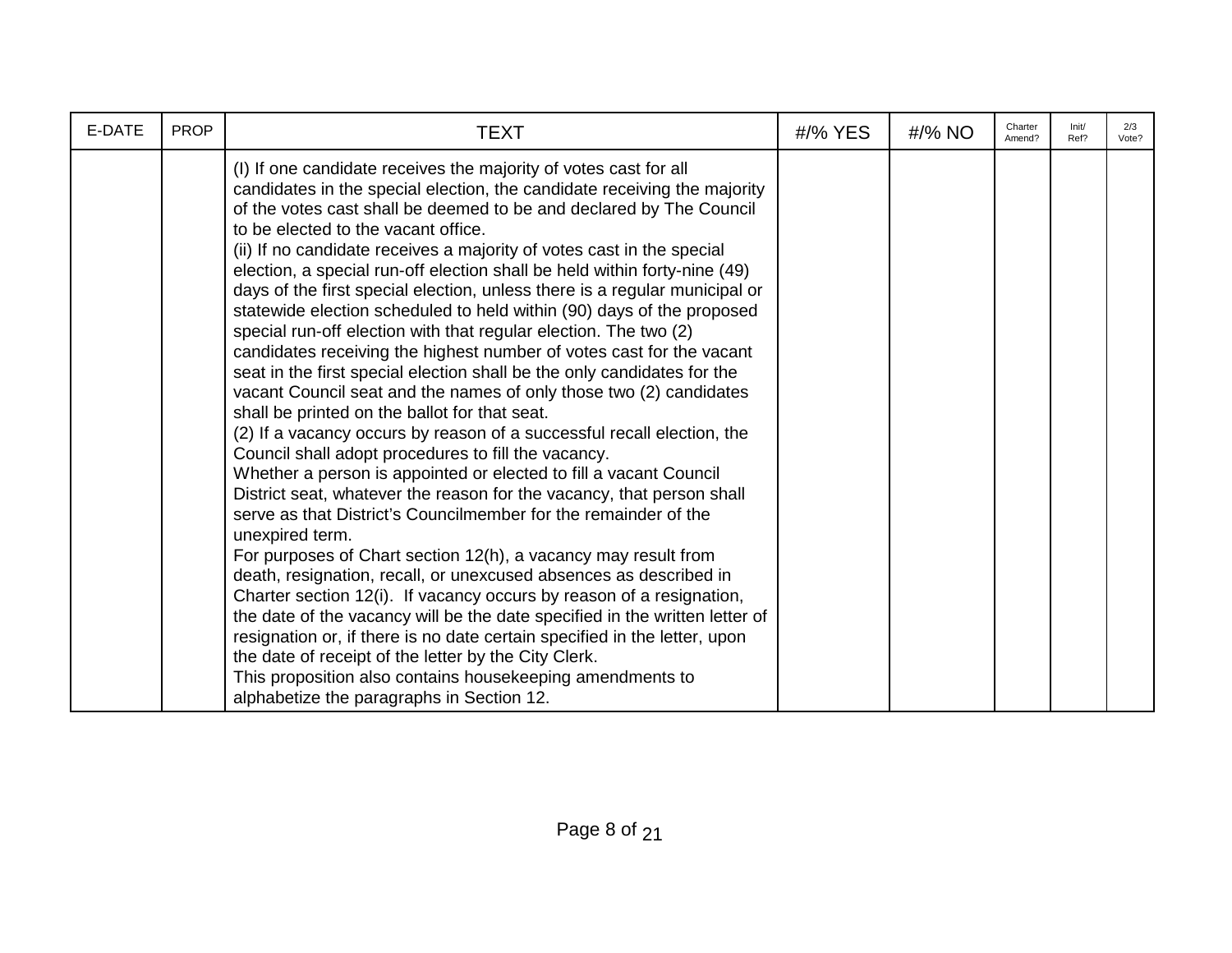| E-DATE | PROP | TEXT | #/% YES | #/% NO | Charter Amend? | Init/ Ref? | 2/3 Vote? |
|---|---|---|---|---|---|---|---|
| | | (I) If one candidate receives the majority of votes cast for all candidates in the special election, the candidate receiving the majority of the votes cast shall be deemed to be and declared by The Council to be elected to the vacant office.<br>(ii) If no candidate receives a majority of votes cast in the special election, a special run-off election shall be held within forty-nine (49) days of the first special election, unless there is a regular municipal or statewide election scheduled to held within (90) days of the proposed special run-off election with that regular election. The two (2) candidates receiving the highest number of votes cast for the vacant seat in the first special election shall be the only candidates for the vacant Council seat and the names of only those two (2) candidates shall be printed on the ballot for that seat.<br>(2) If a vacancy occurs by reason of a successful recall election, the Council shall adopt procedures to fill the vacancy.<br>Whether a person is appointed or elected to fill a vacant Council District seat, whatever the reason for the vacancy, that person shall serve as that District's Councilmember for the remainder of the unexpired term.<br>For purposes of Chart section 12(h), a vacancy may result from death, resignation, recall, or unexcused absences as described in Charter section 12(i). If vacancy occurs by reason of a resignation, the date of the vacancy will be the date specified in the written letter of resignation or, if there is no date certain specified in the letter, upon the date of receipt of the letter by the City Clerk.<br>This proposition also contains housekeeping amendments to alphabetize the paragraphs in Section 12. | | | | | |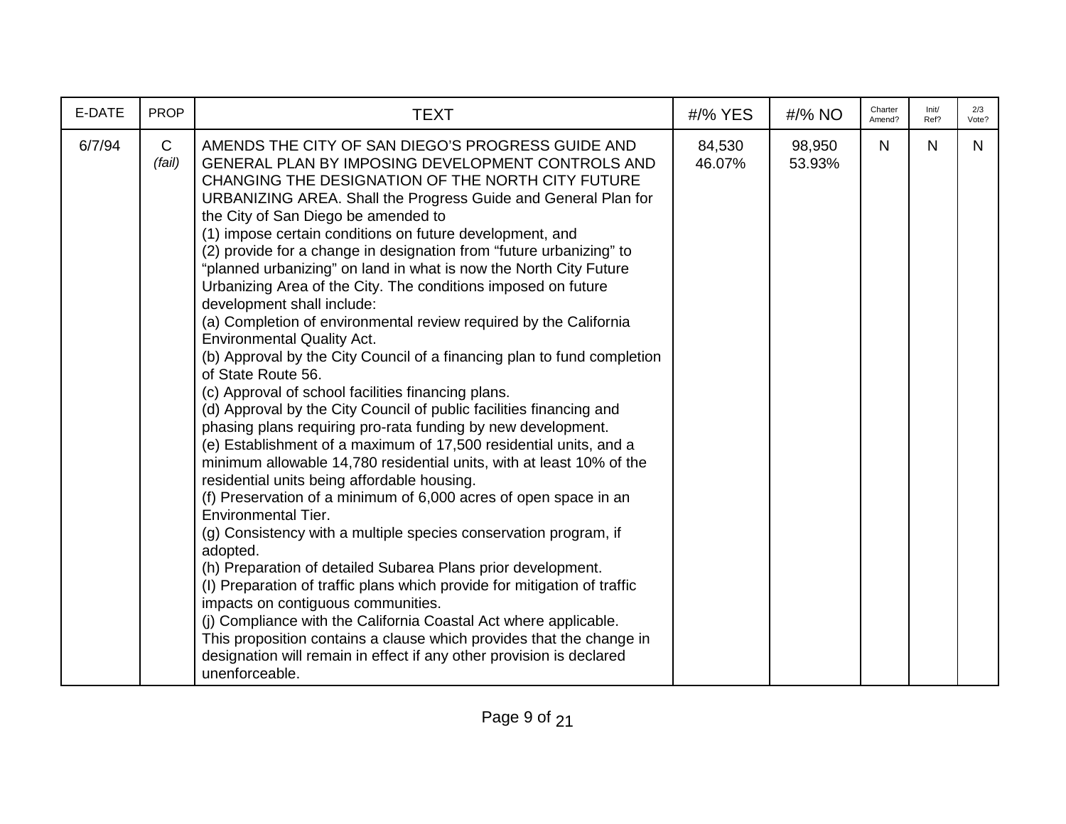| E-DATE | PROP | TEXT | #/% YES | #/% NO | Charter Amend? | Init/ Ref? | 2/3 Vote? |
|---|---|---|---|---|---|---|---|
| 6/7/94 | C *(fail)* | AMENDS THE CITY OF SAN DIEGO'S PROGRESS GUIDE AND GENERAL PLAN BY IMPOSING DEVELOPMENT CONTROLS AND CHANGING THE DESIGNATION OF THE NORTH CITY FUTURE URBANIZING AREA. Shall the Progress Guide and General Plan for the City of San Diego be amended to<br>(1) impose certain conditions on future development, and<br>(2) provide for a change in designation from "future urbanizing" to "planned urbanizing" on land in what is now the North City Future Urbanizing Area of the City. The conditions imposed on future development shall include:<br>(a) Completion of environmental review required by the California Environmental Quality Act.<br>(b) Approval by the City Council of a financing plan to fund completion of State Route 56.<br>(c) Approval of school facilities financing plans.<br>(d) Approval by the City Council of public facilities financing and phasing plans requiring pro-rata funding by new development.<br>(e) Establishment of a maximum of 17,500 residential units, and a minimum allowable 14,780 residential units, with at least 10% of the residential units being affordable housing.<br>(f) Preservation of a minimum of 6,000 acres of open space in an Environmental Tier.<br>(g) Consistency with a multiple species conservation program, if adopted.<br>(h) Preparation of detailed Subarea Plans prior development.<br>(I) Preparation of traffic plans which provide for mitigation of traffic impacts on contiguous communities.<br>(j) Compliance with the California Coastal Act where applicable.<br>This proposition contains a clause which provides that the change in designation will remain in effect if any other provision is declared unenforceable. | 84,530<br>46.07% | 98,950<br>53.93% | N | N | N |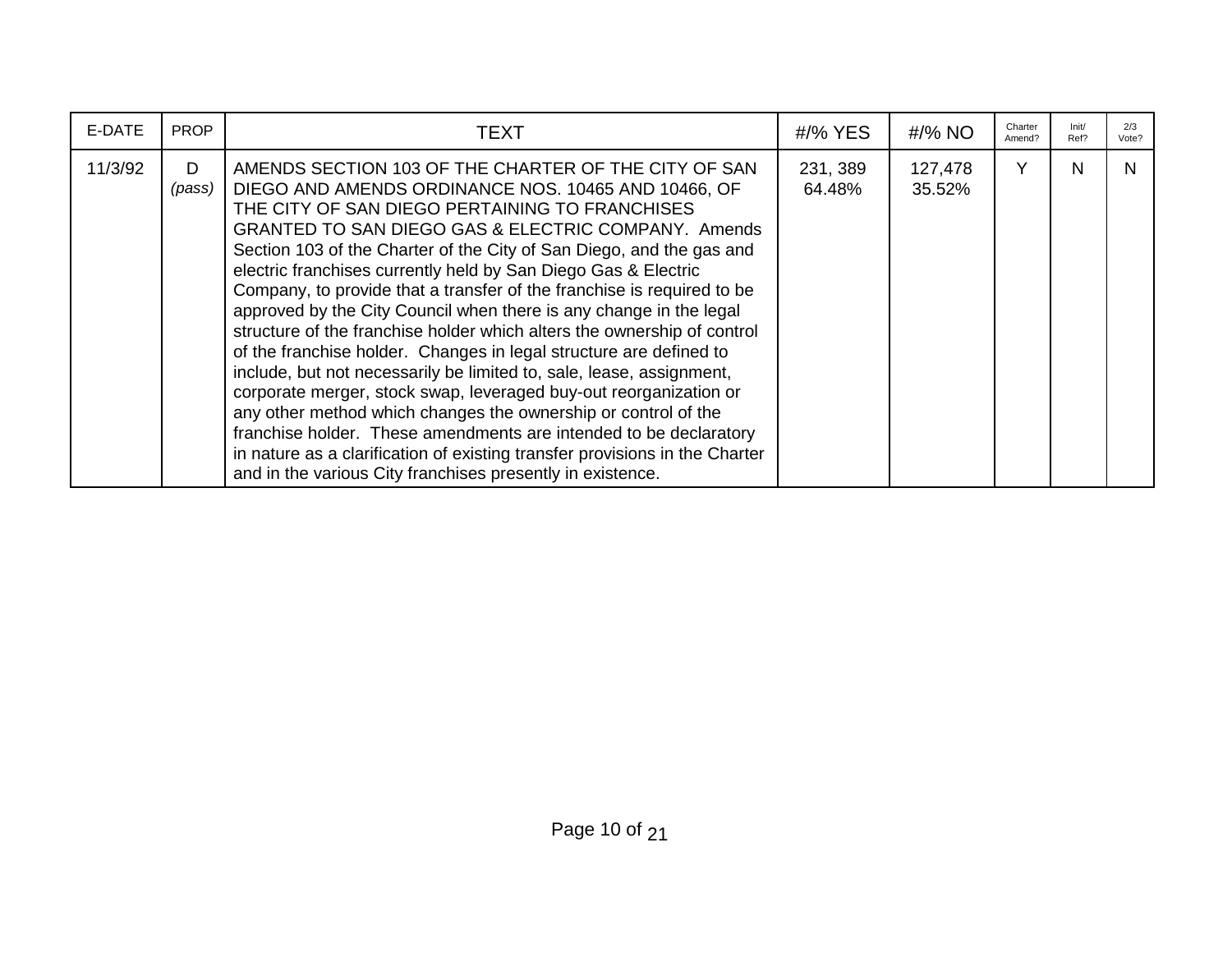| E-DATE | PROP | TEXT | #/% YES | #/% NO | Charter Amend? | Init/ Ref? | 2/3 Vote? |
|---|---|---|---|---|---|---|---|
| 11/3/92 | D *(pass)* | AMENDS SECTION 103 OF THE CHARTER OF THE CITY OF SAN DIEGO AND AMENDS ORDINANCE NOS. 10465 AND 10466, OF THE CITY OF SAN DIEGO PERTAINING TO FRANCHISES GRANTED TO SAN DIEGO GAS & ELECTRIC COMPANY. Amends Section 103 of the Charter of the City of San Diego, and the gas and electric franchises currently held by San Diego Gas & Electric Company, to provide that a transfer of the franchise is required to be approved by the City Council when there is any change in the legal structure of the franchise holder which alters the ownership of control of the franchise holder. Changes in legal structure are defined to include, but not necessarily be limited to, sale, lease, assignment, corporate merger, stock swap, leveraged buy-out reorganization or any other method which changes the ownership or control of the franchise holder. These amendments are intended to be declaratory in nature as a clarification of existing transfer provisions in the Charter and in the various City franchises presently in existence. | 231, 389 64.48% | 127,478 35.52% | Y | N | N |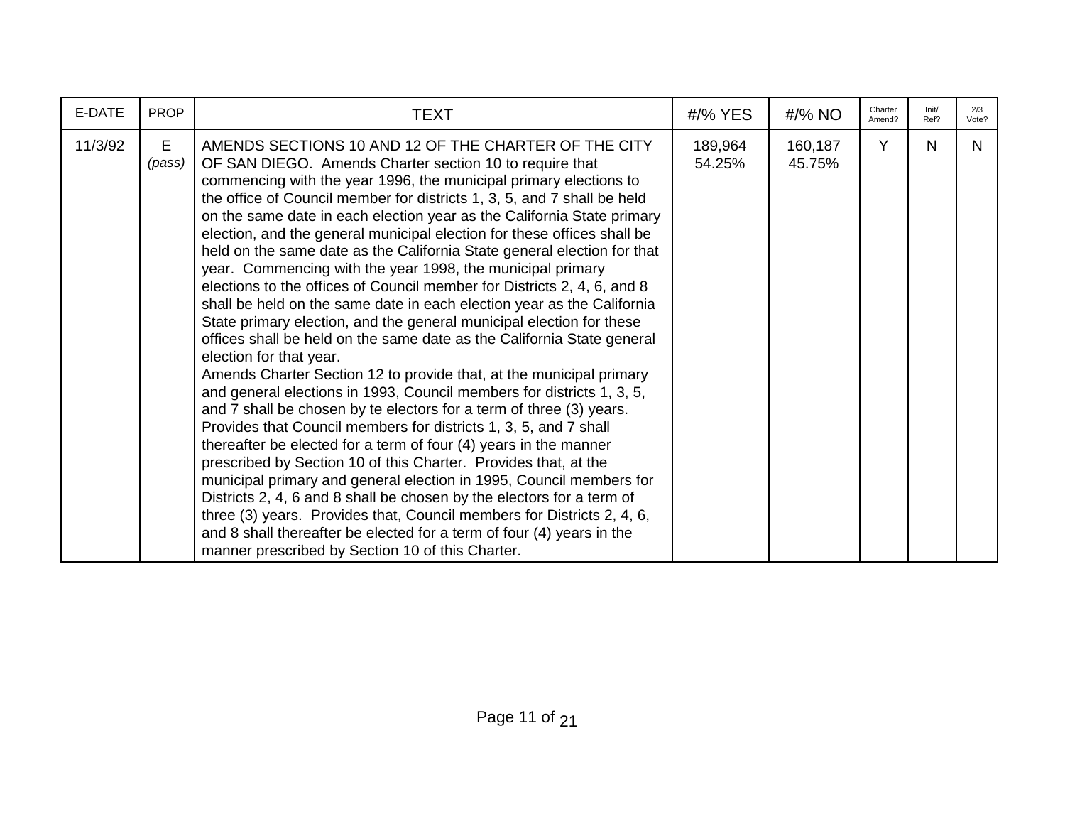| E-DATE | PROP | TEXT | #/% YES | #/% NO | Charter Amend? | Init/ Ref? | 2/3 Vote? |
|---|---|---|---|---|---|---|---|
| 11/3/92 | E *(pass)* | AMENDS SECTIONS 10 AND 12 OF THE CHARTER OF THE CITY OF SAN DIEGO. Amends Charter section 10 to require that commencing with the year 1996, the municipal primary elections to the office of Council member for districts 1, 3, 5, and 7 shall be held on the same date in each election year as the California State primary election, and the general municipal election for these offices shall be held on the same date as the California State general election for that year. Commencing with the year 1998, the municipal primary elections to the offices of Council member for Districts 2, 4, 6, and 8 shall be held on the same date in each election year as the California State primary election, and the general municipal election for these offices shall be held on the same date as the California State general election for that year.<br>Amends Charter Section 12 to provide that, at the municipal primary and general elections in 1993, Council members for districts 1, 3, 5, and 7 shall be chosen by te electors for a term of three (3) years. Provides that Council members for districts 1, 3, 5, and 7 shall thereafter be elected for a term of four (4) years in the manner prescribed by Section 10 of this Charter. Provides that, at the municipal primary and general election in 1995, Council members for Districts 2, 4, 6 and 8 shall be chosen by the electors for a term of three (3) years. Provides that, Council members for Districts 2, 4, 6, and 8 shall thereafter be elected for a term of four (4) years in the manner prescribed by Section 10 of this Charter. | 189,964 54.25% | 160,187 45.75% | Y | N | N |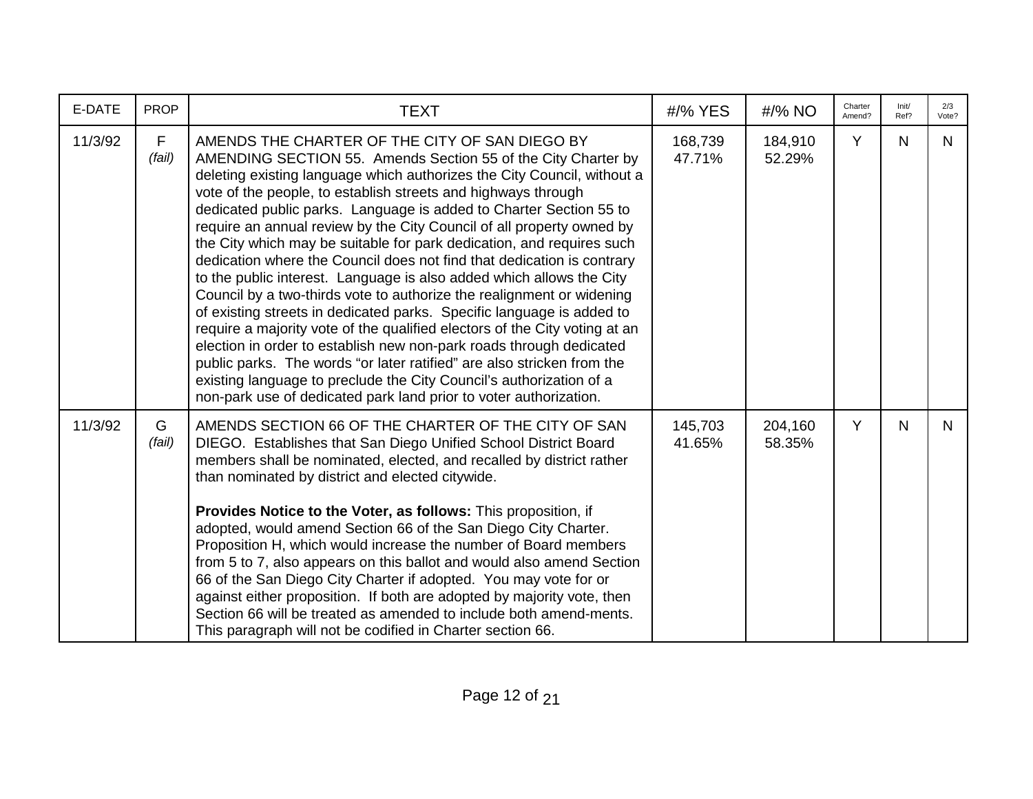| E-DATE | PROP | TEXT | #/% YES | #/% NO | Charter Amend? | Init/ Ref? | 2/3 Vote? |
|---|---|---|---|---|---|---|---|
| 11/3/92 | F *(fail)* | AMENDS THE CHARTER OF THE CITY OF SAN DIEGO BY AMENDING SECTION 55. Amends Section 55 of the City Charter by deleting existing language which authorizes the City Council, without a vote of the people, to establish streets and highways through dedicated public parks. Language is added to Charter Section 55 to require an annual review by the City Council of all property owned by the City which may be suitable for park dedication, and requires such dedication where the Council does not find that dedication is contrary to the public interest. Language is also added which allows the City Council by a two-thirds vote to authorize the realignment or widening of existing streets in dedicated parks. Specific language is added to require a majority vote of the qualified electors of the City voting at an election in order to establish new non-park roads through dedicated public parks. The words "or later ratified" are also stricken from the existing language to preclude the City Council's authorization of a non-park use of dedicated park land prior to voter authorization. | 168,739 47.71% | 184,910 52.29% | Y | N | N |
| 11/3/92 | G *(fail)* | AMENDS SECTION 66 OF THE CHARTER OF THE CITY OF SAN DIEGO. Establishes that San Diego Unified School District Board members shall be nominated, elected, and recalled by district rather than nominated by district and elected citywide.<br><br>**Provides Notice to the Voter, as follows:** This proposition, if adopted, would amend Section 66 of the San Diego City Charter. Proposition H, which would increase the number of Board members from 5 to 7, also appears on this ballot and would also amend Section 66 of the San Diego City Charter if adopted. You may vote for or against either proposition. If both are adopted by majority vote, then Section 66 will be treated as amended to include both amend-ments. This paragraph will not be codified in Charter section 66. | 145,703 41.65% | 204,160 58.35% | Y | N | N |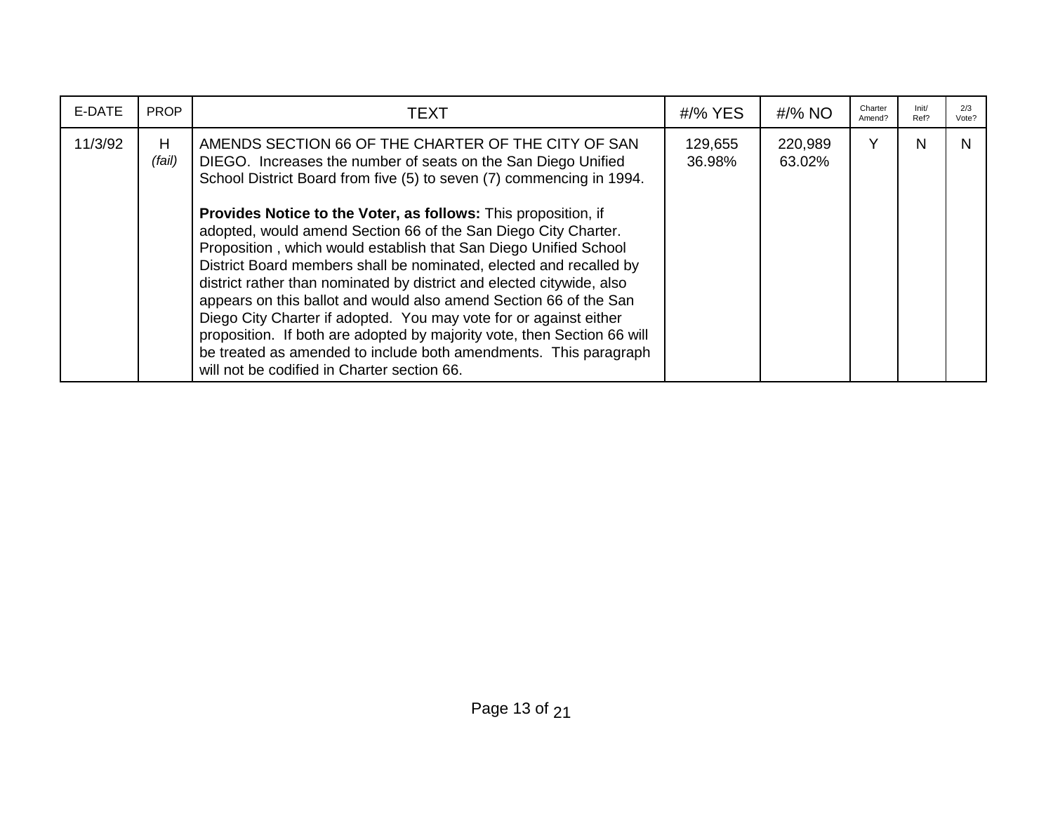| E-DATE | PROP | TEXT | #/% YES | #/% NO | Charter Amend? | Init/ Ref? | 2/3 Vote? |
|---|---|---|---|---|---|---|---|
| 11/3/92 | H *(fail)* | AMENDS SECTION 66 OF THE CHARTER OF THE CITY OF SAN DIEGO. Increases the number of seats on the San Diego Unified School District Board from five (5) to seven (7) commencing in 1994.<br><br>**Provides Notice to the Voter, as follows:** This proposition, if adopted, would amend Section 66 of the San Diego City Charter. Proposition , which would establish that San Diego Unified School District Board members shall be nominated, elected and recalled by district rather than nominated by district and elected citywide, also appears on this ballot and would also amend Section 66 of the San Diego City Charter if adopted. You may vote for or against either proposition. If both are adopted by majority vote, then Section 66 will be treated as amended to include both amendments. This paragraph will not be codified in Charter section 66. | 129,655 36.98% | 220,989 63.02% | Y | N | N |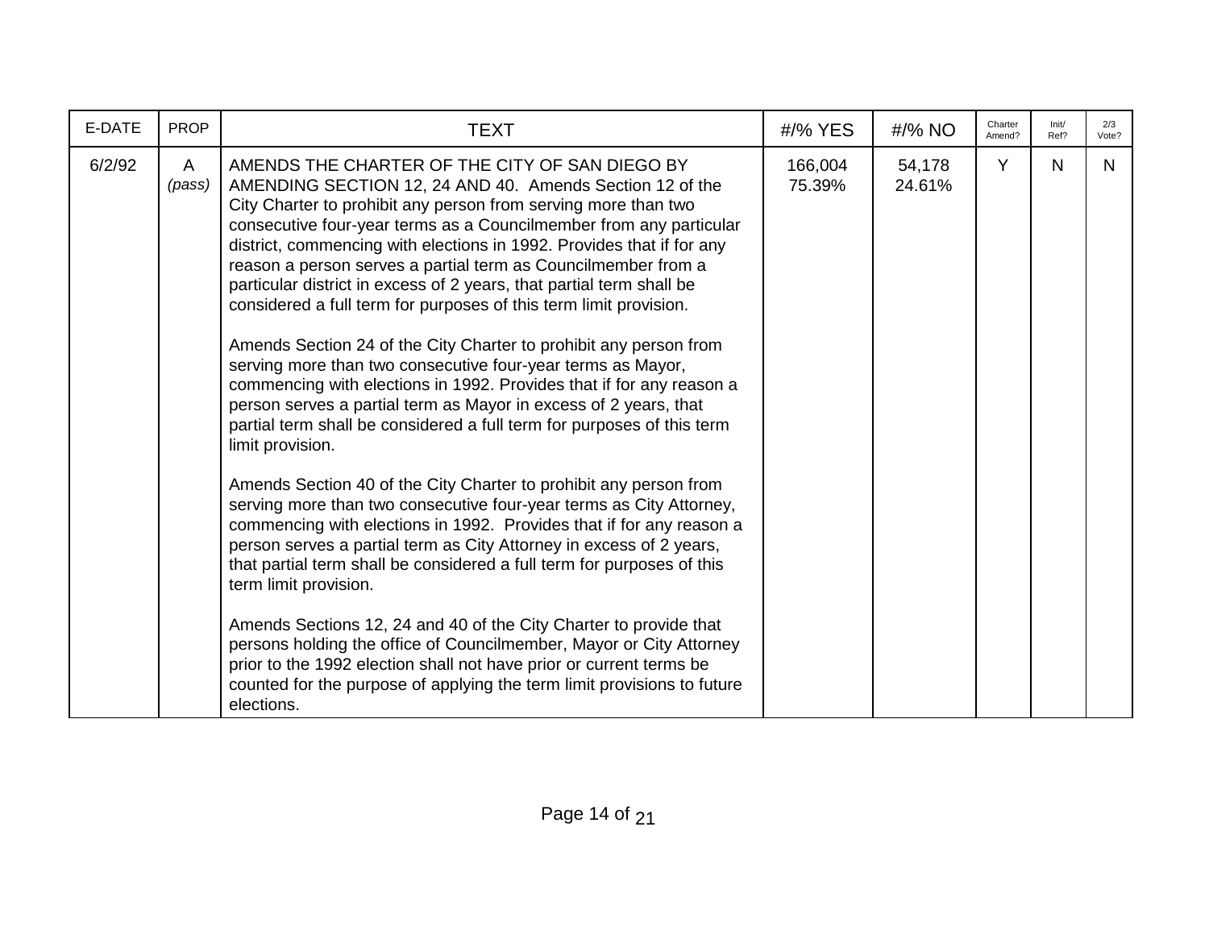| E-DATE | PROP | TEXT | #/% YES | #/% NO | Charter Amend? | Init/ Ref? | 2/3 Vote? |
|---|---|---|---|---|---|---|---|
| 6/2/92 | A *(pass)* | AMENDS THE CHARTER OF THE CITY OF SAN DIEGO BY AMENDING SECTION 12, 24 AND 40. Amends Section 12 of the City Charter to prohibit any person from serving more than two consecutive four-year terms as a Councilmember from any particular district, commencing with elections in 1992. Provides that if for any reason a person serves a partial term as Councilmember from a particular district in excess of 2 years, that partial term shall be considered a full term for purposes of this term limit provision.<br><br>Amends Section 24 of the City Charter to prohibit any person from serving more than two consecutive four-year terms as Mayor, commencing with elections in 1992. Provides that if for any reason a person serves a partial term as Mayor in excess of 2 years, that partial term shall be considered a full term for purposes of this term limit provision.<br><br>Amends Section 40 of the City Charter to prohibit any person from serving more than two consecutive four-year terms as City Attorney, commencing with elections in 1992. Provides that if for any reason a person serves a partial term as City Attorney in excess of 2 years, that partial term shall be considered a full term for purposes of this term limit provision.<br><br>Amends Sections 12, 24 and 40 of the City Charter to provide that persons holding the office of Councilmember, Mayor or City Attorney prior to the 1992 election shall not have prior or current terms be counted for the purpose of applying the term limit provisions to future elections. | 166,004 75.39% | 54,178 24.61% | Y | N | N |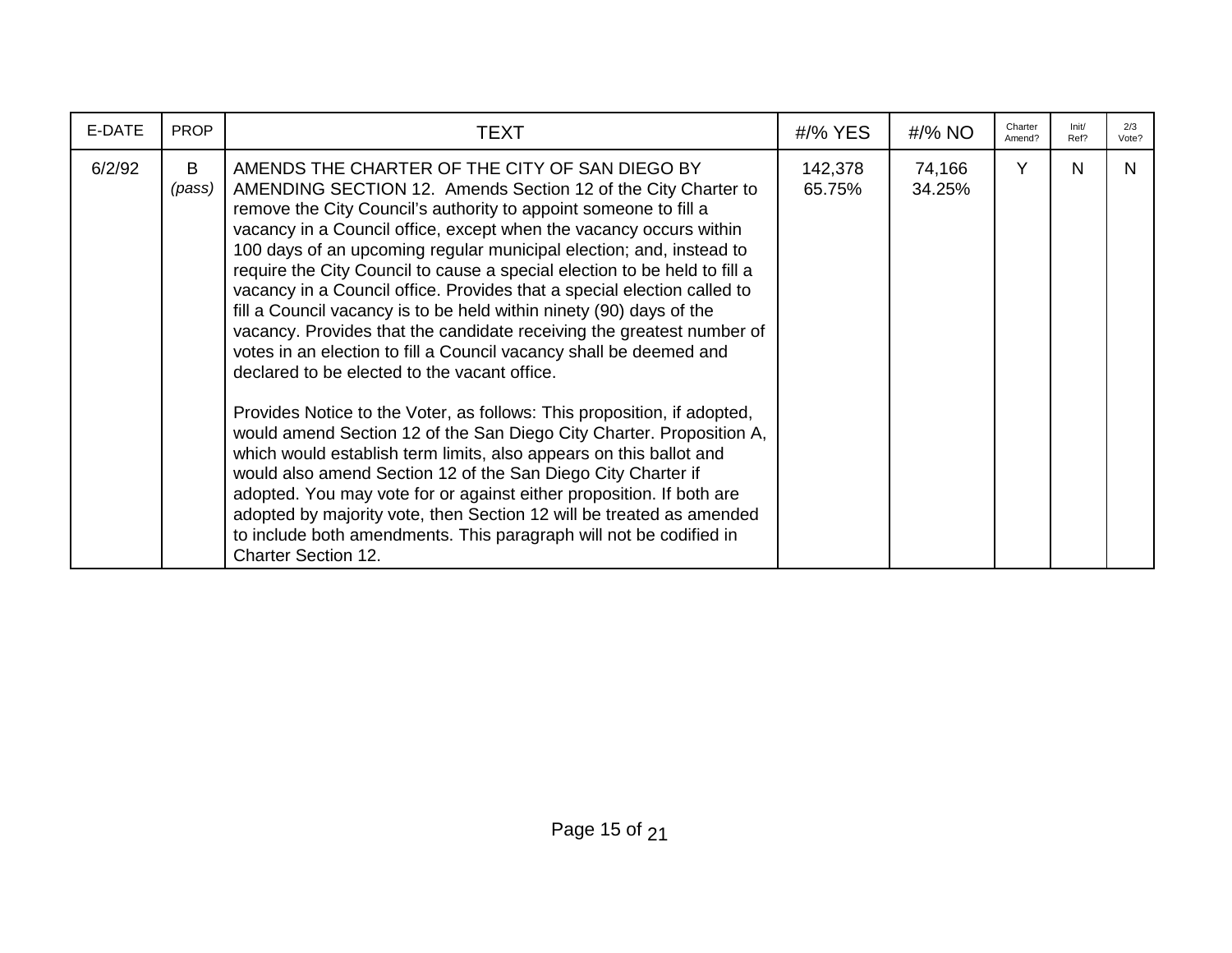| E-DATE | PROP | TEXT | #/% YES | #/% NO | Charter Amend? | Init/ Ref? | 2/3 Vote? |
|---|---|---|---|---|---|---|---|
| 6/2/92 | B *(pass)* | AMENDS THE CHARTER OF THE CITY OF SAN DIEGO BY AMENDING SECTION 12. Amends Section 12 of the City Charter to remove the City Council's authority to appoint someone to fill a vacancy in a Council office, except when the vacancy occurs within 100 days of an upcoming regular municipal election; and, instead to require the City Council to cause a special election to be held to fill a vacancy in a Council office. Provides that a special election called to fill a Council vacancy is to be held within ninety (90) days of the vacancy. Provides that the candidate receiving the greatest number of votes in an election to fill a Council vacancy shall be deemed and declared to be elected to the vacant office.<br><br>Provides Notice to the Voter, as follows: This proposition, if adopted, would amend Section 12 of the San Diego City Charter. Proposition A, which would establish term limits, also appears on this ballot and would also amend Section 12 of the San Diego City Charter if adopted. You may vote for or against either proposition. If both are adopted by majority vote, then Section 12 will be treated as amended to include both amendments. This paragraph will not be codified in Charter Section 12. | 142,378 65.75% | 74,166 34.25% | Y | N | N |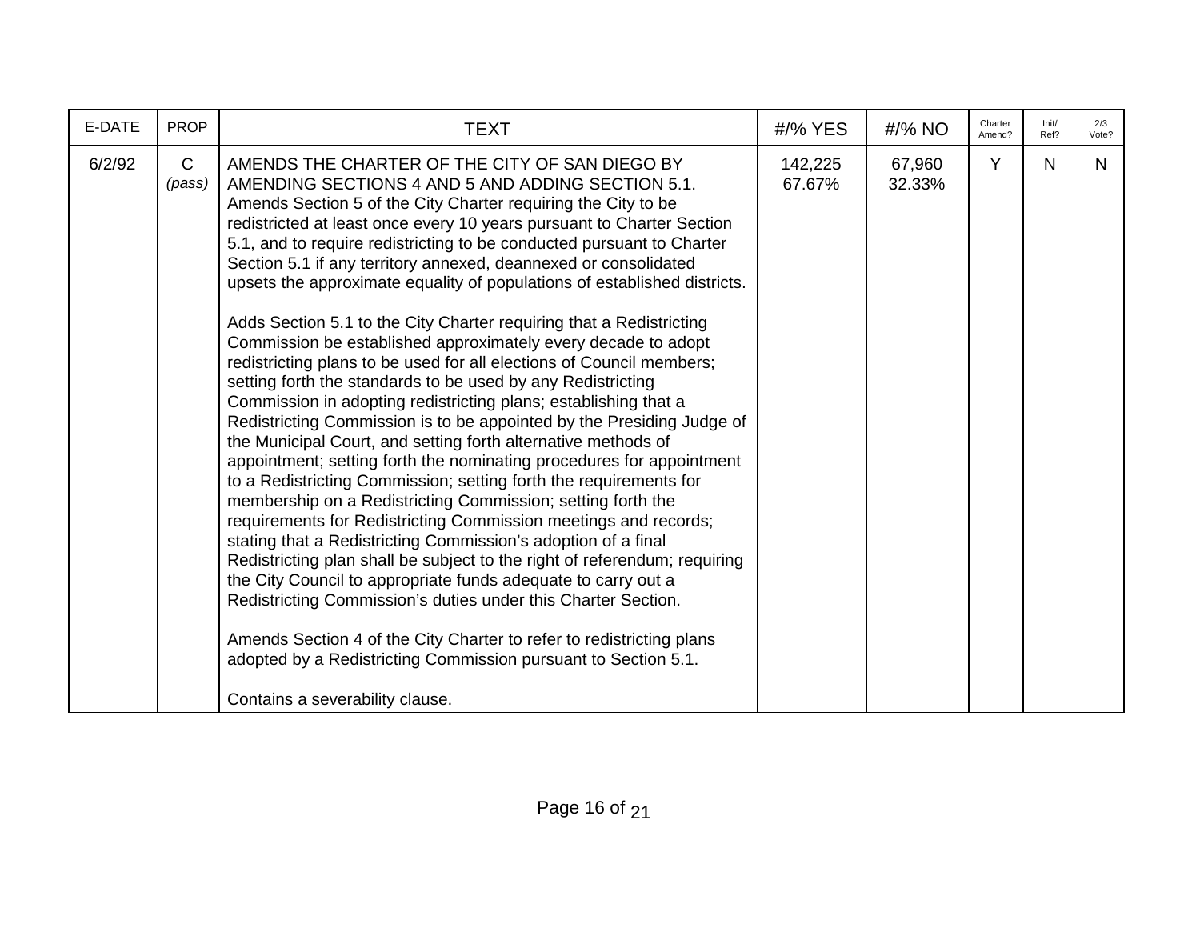| E-DATE | PROP | TEXT | #/% YES | #/% NO | Charter Amend? | Init/ Ref? | 2/3 Vote? |
|---|---|---|---|---|---|---|---|
| 6/2/92 | C *(pass)* | AMENDS THE CHARTER OF THE CITY OF SAN DIEGO BY AMENDING SECTIONS 4 AND 5 AND ADDING SECTION 5.1. Amends Section 5 of the City Charter requiring the City to be redistricted at least once every 10 years pursuant to Charter Section 5.1, and to require redistricting to be conducted pursuant to Charter Section 5.1 if any territory annexed, deannexed or consolidated upsets the approximate equality of populations of established districts.<br><br>Adds Section 5.1 to the City Charter requiring that a Redistricting Commission be established approximately every decade to adopt redistricting plans to be used for all elections of Council members; setting forth the standards to be used by any Redistricting Commission in adopting redistricting plans; establishing that a Redistricting Commission is to be appointed by the Presiding Judge of the Municipal Court, and setting forth alternative methods of appointment; setting forth the nominating procedures for appointment to a Redistricting Commission; setting forth the requirements for membership on a Redistricting Commission; setting forth the requirements for Redistricting Commission meetings and records; stating that a Redistricting Commission's adoption of a final Redistricting plan shall be subject to the right of referendum; requiring the City Council to appropriate funds adequate to carry out a Redistricting Commission's duties under this Charter Section.<br><br>Amends Section 4 of the City Charter to refer to redistricting plans adopted by a Redistricting Commission pursuant to Section 5.1.<br><br>Contains a severability clause. | 142,225 67.67% | 67,960 32.33% | Y | N | N |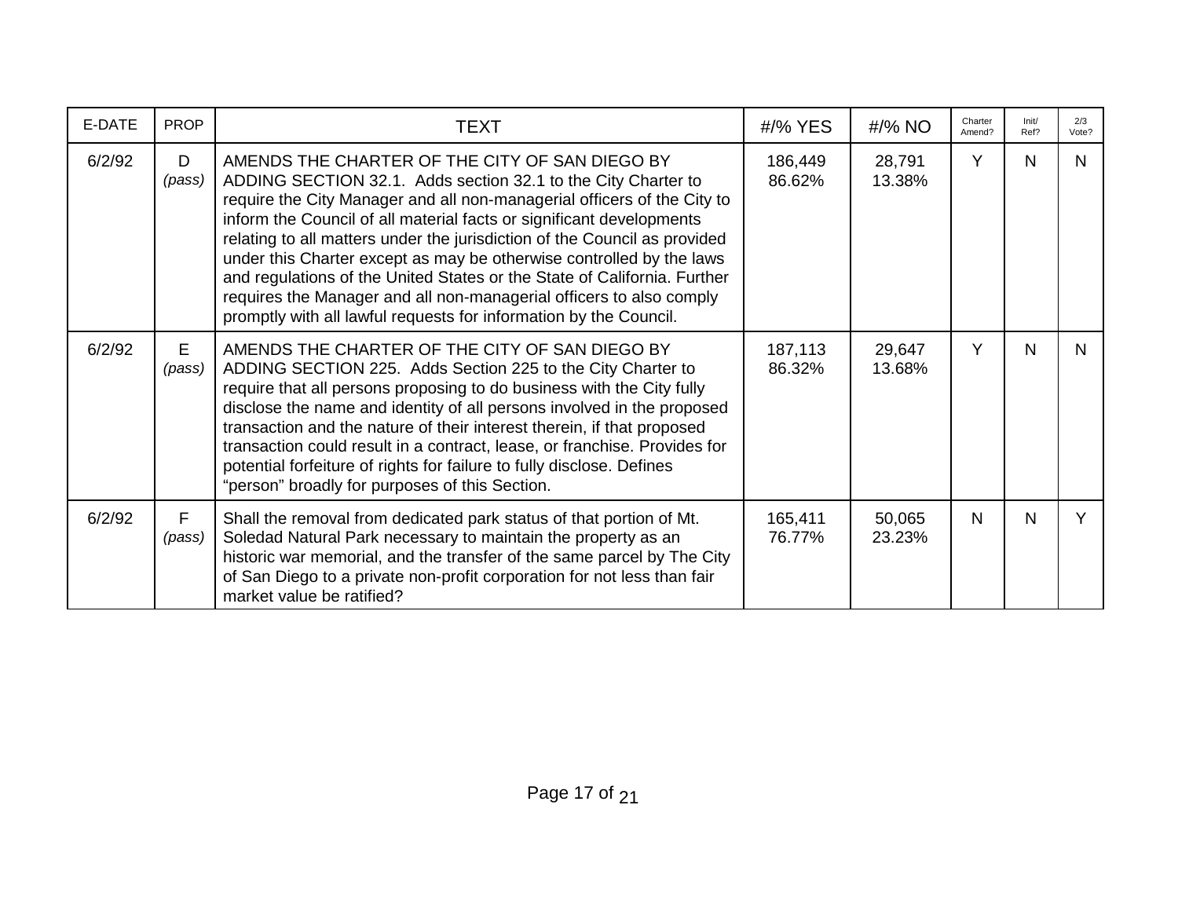| E-DATE | PROP | TEXT | #/% YES | #/% NO | Charter Amend? | Init/ Ref? | 2/3 Vote? |
|---|---|---|---|---|---|---|---|
| 6/2/92 | D *(pass)* | AMENDS THE CHARTER OF THE CITY OF SAN DIEGO BY ADDING SECTION 32.1. Adds section 32.1 to the City Charter to require the City Manager and all non-managerial officers of the City to inform the Council of all material facts or significant developments relating to all matters under the jurisdiction of the Council as provided under this Charter except as may be otherwise controlled by the laws and regulations of the United States or the State of California. Further requires the Manager and all non-managerial officers to also comply promptly with all lawful requests for information by the Council. | 186,449 86.62% | 28,791 13.38% | Y | N | N |
| 6/2/92 | E *(pass)* | AMENDS THE CHARTER OF THE CITY OF SAN DIEGO BY ADDING SECTION 225. Adds Section 225 to the City Charter to require that all persons proposing to do business with the City fully disclose the name and identity of all persons involved in the proposed transaction and the nature of their interest therein, if that proposed transaction could result in a contract, lease, or franchise. Provides for potential forfeiture of rights for failure to fully disclose. Defines "person" broadly for purposes of this Section. | 187,113 86.32% | 29,647 13.68% | Y | N | N |
| 6/2/92 | F *(pass)* | Shall the removal from dedicated park status of that portion of Mt. Soledad Natural Park necessary to maintain the property as an historic war memorial, and the transfer of the same parcel by The City of San Diego to a private non-profit corporation for not less than fair market value be ratified? | 165,411 76.77% | 50,065 23.23% | N | N | Y |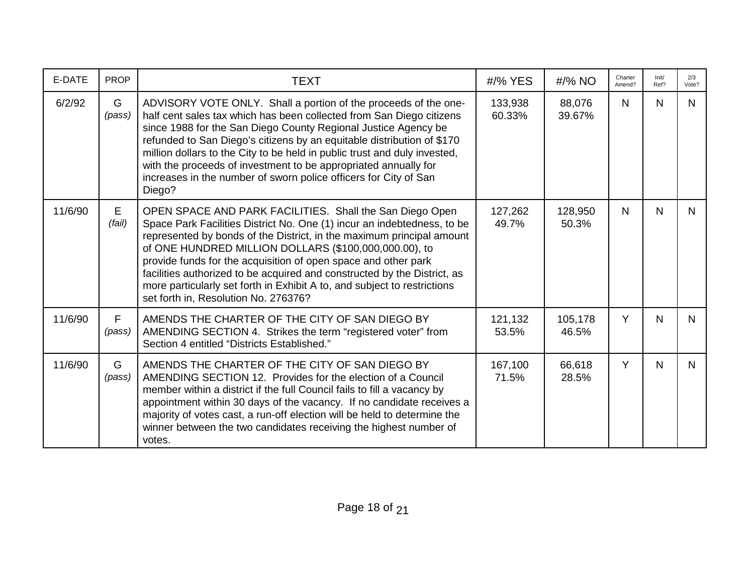| E-DATE | PROP | TEXT | #/% YES | #/% NO | Charter Amend? | Init/ Ref? | 2/3 Vote? |
|---|---|---|---|---|---|---|---|
| 6/2/92 | G *(pass)* | ADVISORY VOTE ONLY. Shall a portion of the proceeds of the one-half cent sales tax which has been collected from San Diego citizens since 1988 for the San Diego County Regional Justice Agency be refunded to San Diego's citizens by an equitable distribution of $170 million dollars to the City to be held in public trust and duly invested, with the proceeds of investment to be appropriated annually for increases in the number of sworn police officers for City of San Diego? | 133,938 60.33% | 88,076 39.67% | N | N | N |
| 11/6/90 | E *(fail)* | OPEN SPACE AND PARK FACILITIES. Shall the San Diego Open Space Park Facilities District No. One (1) incur an indebtedness, to be represented by bonds of the District, in the maximum principal amount of ONE HUNDRED MILLION DOLLARS ($100,000,000.00), to provide funds for the acquisition of open space and other park facilities authorized to be acquired and constructed by the District, as more particularly set forth in Exhibit A to, and subject to restrictions set forth in, Resolution No. 276376? | 127,262 49.7% | 128,950 50.3% | N | N | N |
| 11/6/90 | F *(pass)* | AMENDS THE CHARTER OF THE CITY OF SAN DIEGO BY AMENDING SECTION 4. Strikes the term "registered voter" from Section 4 entitled "Districts Established." | 121,132 53.5% | 105,178 46.5% | Y | N | N |
| 11/6/90 | G *(pass)* | AMENDS THE CHARTER OF THE CITY OF SAN DIEGO BY AMENDING SECTION 12. Provides for the election of a Council member within a district if the full Council fails to fill a vacancy by appointment within 30 days of the vacancy. If no candidate receives a majority of votes cast, a run-off election will be held to determine the winner between the two candidates receiving the highest number of votes. | 167,100 71.5% | 66,618 28.5% | Y | N | N |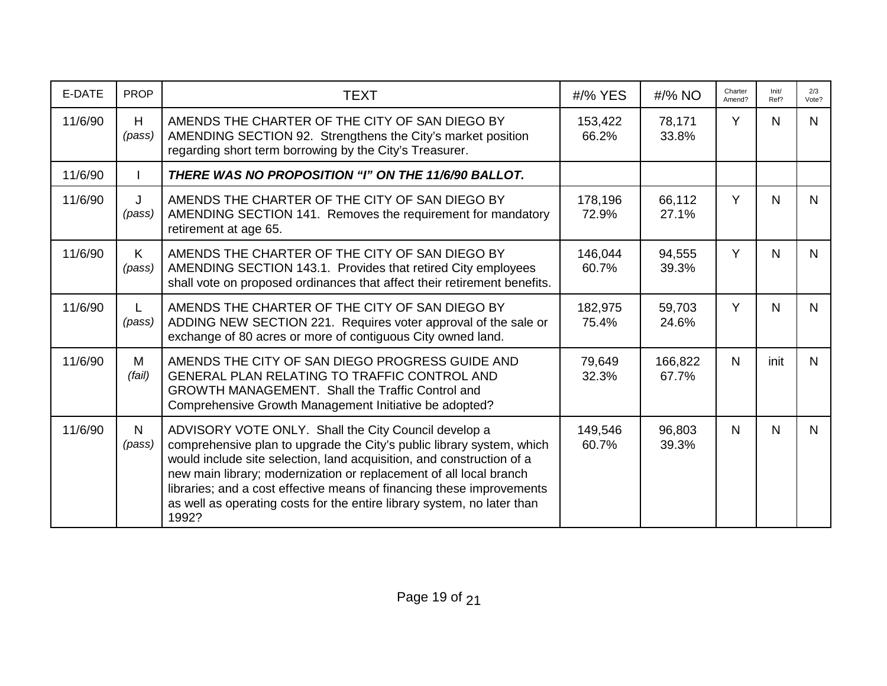| E-DATE | PROP | TEXT | #/% YES | #/% NO | Charter Amend? | Init/ Ref? | 2/3 Vote? |
|---|---|---|---|---|---|---|---|
| 11/6/90 | H *(pass)* | AMENDS THE CHARTER OF THE CITY OF SAN DIEGO BY AMENDING SECTION 92. Strengthens the City's market position regarding short term borrowing by the City's Treasurer. | 153,422 66.2% | 78,171 33.8% | Y | N | N |
| 11/6/90 | I | ***THERE WAS NO PROPOSITION "I" ON THE 11/6/90 BALLOT.*** | | | | | |
| 11/6/90 | J *(pass)* | AMENDS THE CHARTER OF THE CITY OF SAN DIEGO BY AMENDING SECTION 141. Removes the requirement for mandatory retirement at age 65. | 178,196 72.9% | 66,112 27.1% | Y | N | N |
| 11/6/90 | K *(pass)* | AMENDS THE CHARTER OF THE CITY OF SAN DIEGO BY AMENDING SECTION 143.1. Provides that retired City employees shall vote on proposed ordinances that affect their retirement benefits. | 146,044 60.7% | 94,555 39.3% | Y | N | N |
| 11/6/90 | L *(pass)* | AMENDS THE CHARTER OF THE CITY OF SAN DIEGO BY ADDING NEW SECTION 221. Requires voter approval of the sale or exchange of 80 acres or more of contiguous City owned land. | 182,975 75.4% | 59,703 24.6% | Y | N | N |
| 11/6/90 | M *(fail)* | AMENDS THE CITY OF SAN DIEGO PROGRESS GUIDE AND GENERAL PLAN RELATING TO TRAFFIC CONTROL AND GROWTH MANAGEMENT. Shall the Traffic Control and Comprehensive Growth Management Initiative be adopted? | 79,649 32.3% | 166,822 67.7% | N | init | N |
| 11/6/90 | N *(pass)* | ADVISORY VOTE ONLY. Shall the City Council develop a comprehensive plan to upgrade the City's public library system, which would include site selection, land acquisition, and construction of a new main library; modernization or replacement of all local branch libraries; and a cost effective means of financing these improvements as well as operating costs for the entire library system, no later than 1992? | 149,546 60.7% | 96,803 39.3% | N | N | N |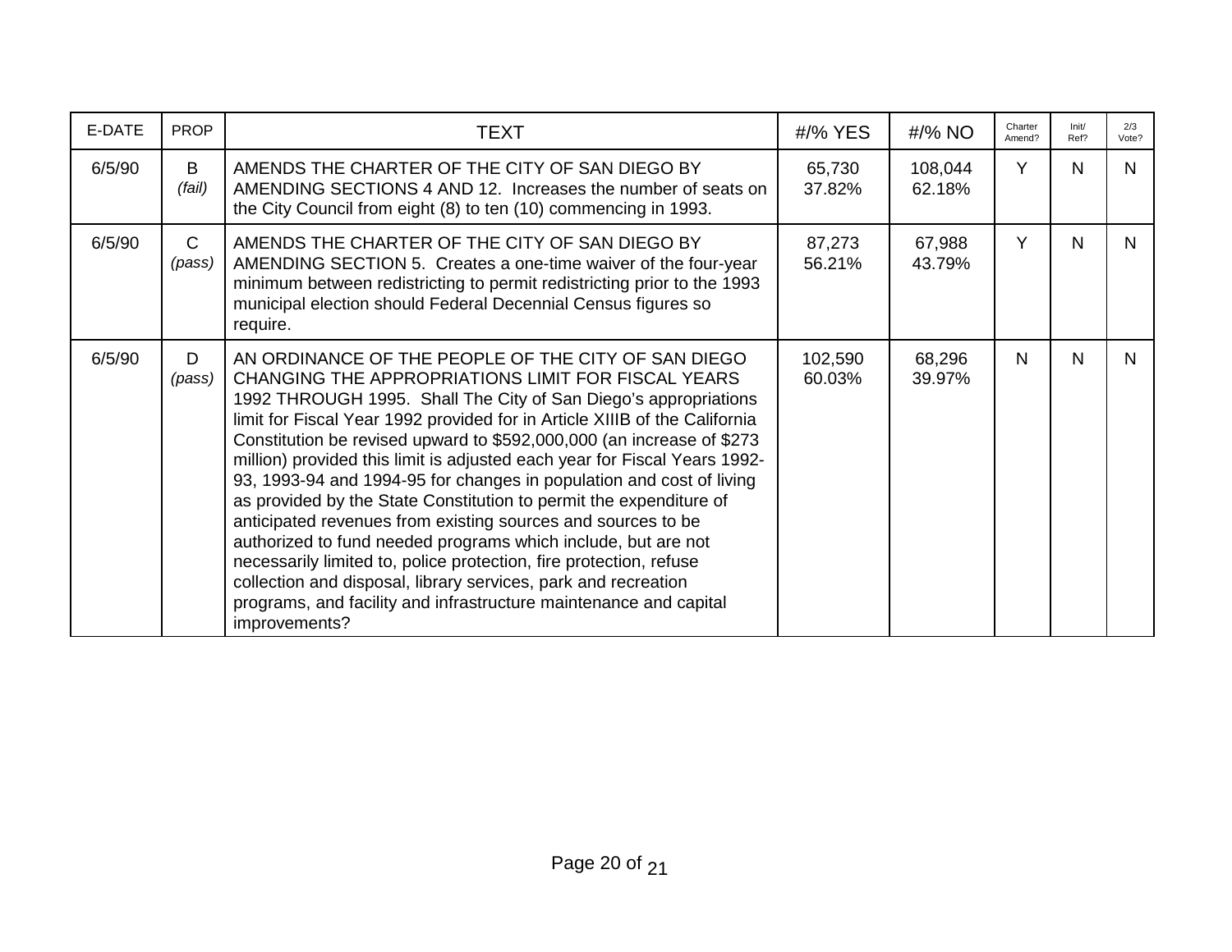| E-DATE | PROP | TEXT | #/% YES | #/% NO | Charter Amend? | Init/ Ref? | 2/3 Vote? |
|---|---|---|---|---|---|---|---|
| 6/5/90 | B *(fail)* | AMENDS THE CHARTER OF THE CITY OF SAN DIEGO BY AMENDING SECTIONS 4 AND 12. Increases the number of seats on the City Council from eight (8) to ten (10) commencing in 1993. | 65,730 37.82% | 108,044 62.18% | Y | N | N |
| 6/5/90 | C *(pass)* | AMENDS THE CHARTER OF THE CITY OF SAN DIEGO BY AMENDING SECTION 5. Creates a one-time waiver of the four-year minimum between redistricting to permit redistricting prior to the 1993 municipal election should Federal Decennial Census figures so require. | 87,273 56.21% | 67,988 43.79% | Y | N | N |
| 6/5/90 | D *(pass)* | AN ORDINANCE OF THE PEOPLE OF THE CITY OF SAN DIEGO CHANGING THE APPROPRIATIONS LIMIT FOR FISCAL YEARS 1992 THROUGH 1995. Shall The City of San Diego's appropriations limit for Fiscal Year 1992 provided for in Article XIIIB of the California Constitution be revised upward to $592,000,000 (an increase of $273 million) provided this limit is adjusted each year for Fiscal Years 1992-93, 1993-94 and 1994-95 for changes in population and cost of living as provided by the State Constitution to permit the expenditure of anticipated revenues from existing sources and sources to be authorized to fund needed programs which include, but are not necessarily limited to, police protection, fire protection, refuse collection and disposal, library services, park and recreation programs, and facility and infrastructure maintenance and capital improvements? | 102,590 60.03% | 68,296 39.97% | N | N | N |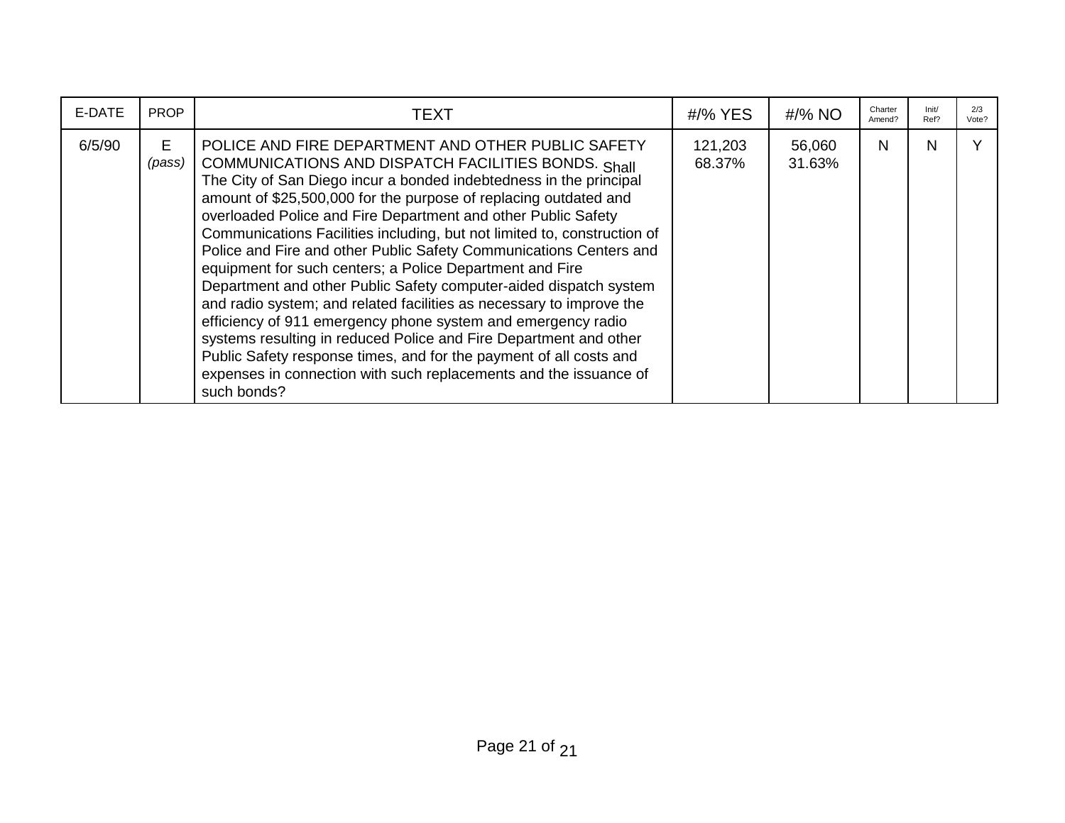| E-DATE | PROP | TEXT | #/% YES | #/% NO | Charter Amend? | Init/ Ref? | 2/3 Vote? |
|---|---|---|---|---|---|---|---|
| 6/5/90 | E *(pass)* | POLICE AND FIRE DEPARTMENT AND OTHER PUBLIC SAFETY COMMUNICATIONS AND DISPATCH FACILITIES BONDS. Shall The City of San Diego incur a bonded indebtedness in the principal amount of $25,500,000 for the purpose of replacing outdated and overloaded Police and Fire Department and other Public Safety Communications Facilities including, but not limited to, construction of Police and Fire and other Public Safety Communications Centers and equipment for such centers; a Police Department and Fire Department and other Public Safety computer-aided dispatch system and radio system; and related facilities as necessary to improve the efficiency of 911 emergency phone system and emergency radio systems resulting in reduced Police and Fire Department and other Public Safety response times, and for the payment of all costs and expenses in connection with such replacements and the issuance of such bonds? | 121,203 68.37% | 56,060 31.63% | N | N | Y |